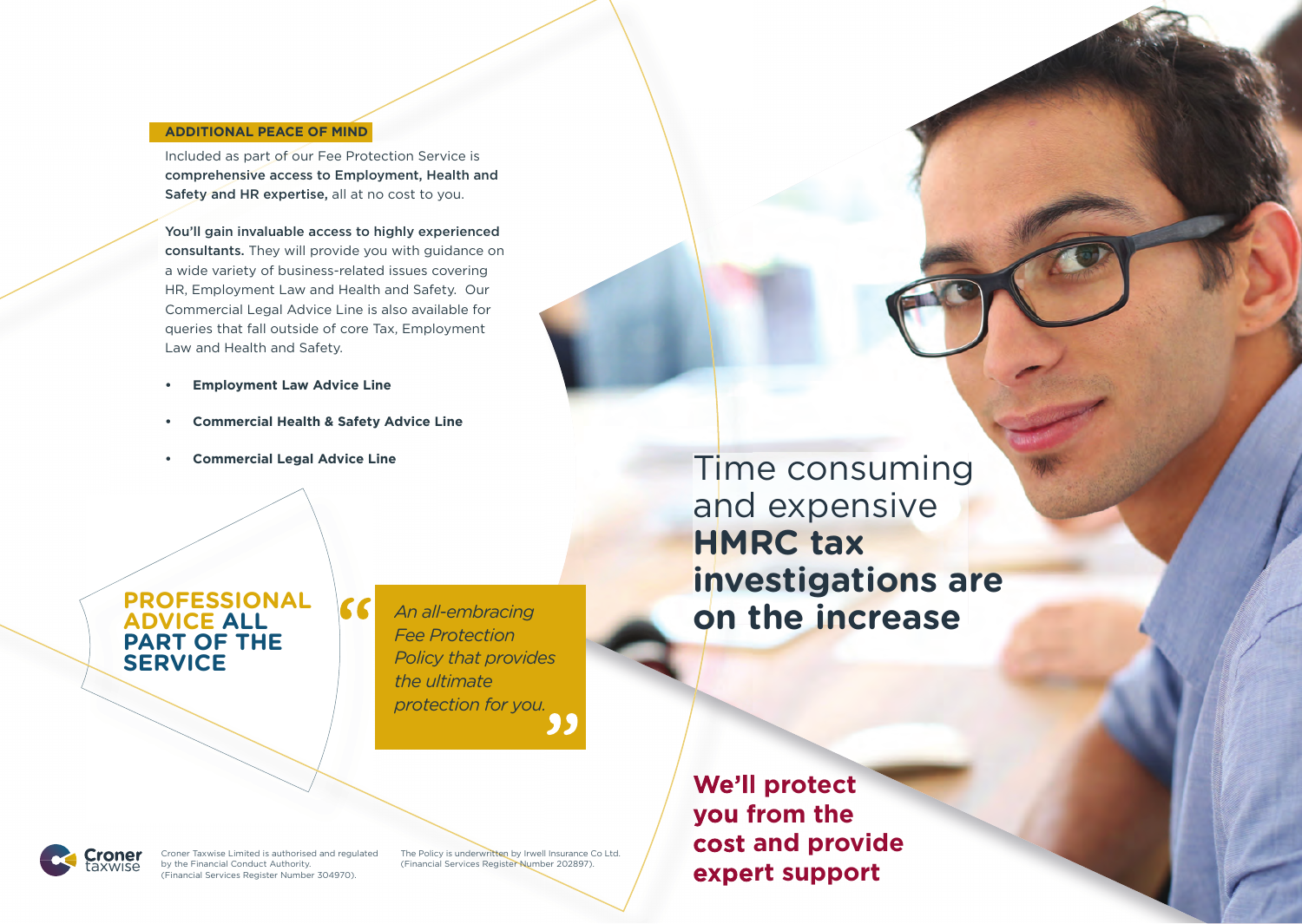## ADDITIONAL PEACE OF MIND

Included as part of our Fee Protection Service is **comprehensive access to Employment, Health and Safety and HR expertise,** all at no cost to you.

**You'll gain invaluable access to highly experienced consultants.** They will provide you with guidance on a wide variety of business-related issues covering HR, Employment Law and Health and Safety. Our Commercial Legal Advice Line is also available for queries that fall outside of core Tax, Employment Law and Health and Safety.

- **Employment Law Advice Line**
- **Commercial Health & Safety Advice Line**
- **Commercial Legal Advice Line**

## PROFESSIONAL ADVICE ALL PART OF THE SERVICE

> *"An all-embracing Fee Protection Policy that provides the ultimate protection for you."*

# Time consuming and expensive **HMRC tax investigations are on the increase**

## We'll protect you from the cost and provide expert support

Croner Taxwise Limited is authorised and regulated by the Financial Conduct Authority. (Financial Services Register Number 304970).

The Policy is underwritten by Irwell Insurance Co Ltd. (Financial Services Register Number 202897).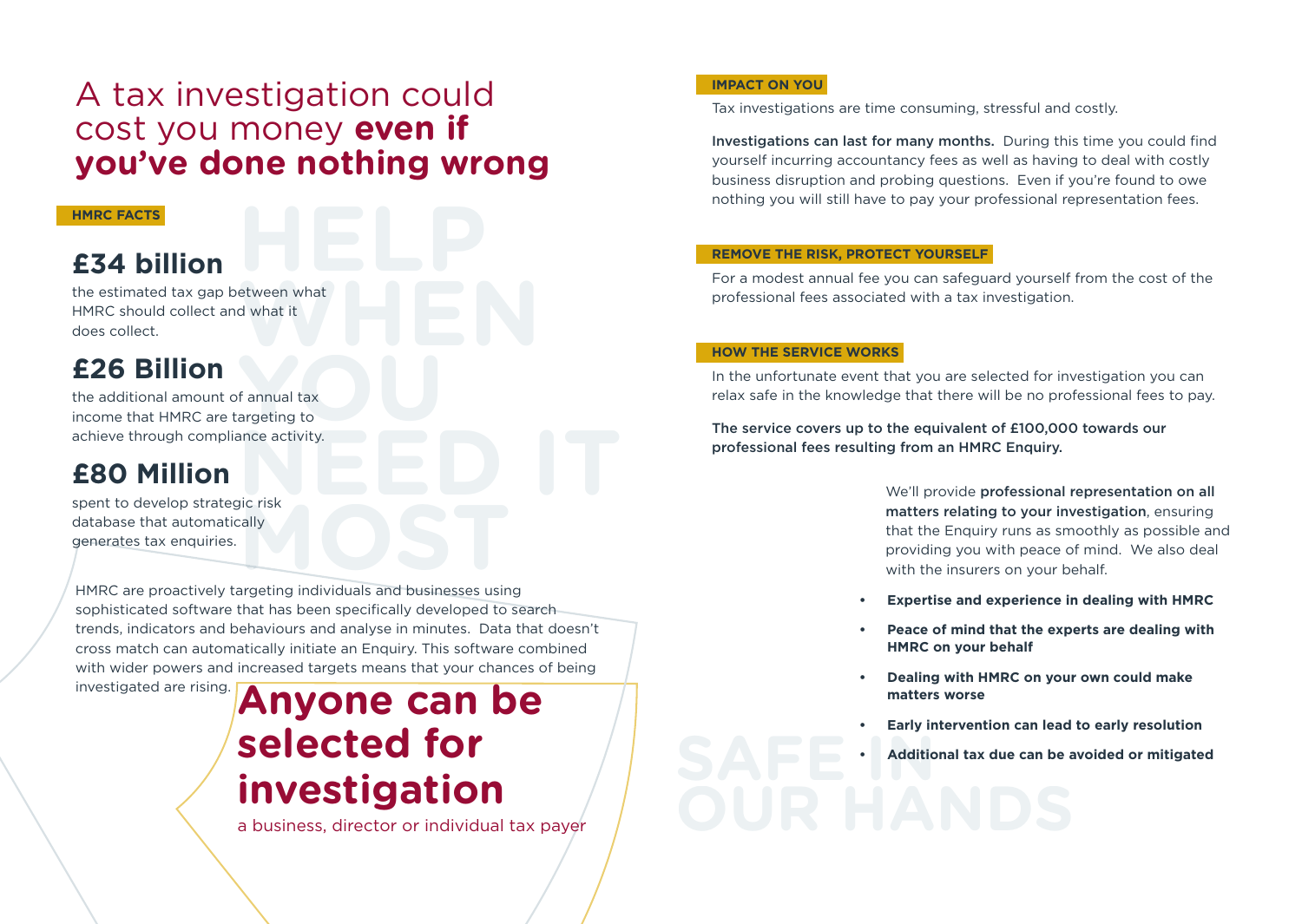# A tax investigation could cost you money **even if you've done nothing wrong**

**HMRC FACTS**

## £34 billion

the estimated tax gap between what HMRC should collect and what it does collect.

## £26 Billion

the additional amount of annual tax income that HMRC are targeting to achieve through compliance activity.

## £80 Million

spent to develop strategic risk database that automatically generates tax enquiries.

HMRC are proactively targeting individuals and businesses using sophisticated software that has been specifically developed to search trends, indicators and behaviours and analyse in minutes. Data that doesn't cross match can automatically initiate an Enquiry. This software combined with wider powers and increased targets means that your chances of being investigated are rising.

## Anyone can be selected for investigation

a business, director or individual tax payer

**IMPACT ON YOU**

Tax investigations are time consuming, stressful and costly.

**Investigations can last for many months.** During this time you could find yourself incurring accountancy fees as well as having to deal with costly business disruption and probing questions. Even if you're found to owe nothing you will still have to pay your professional representation fees.

**REMOVE THE RISK, PROTECT YOURSELF**

For a modest annual fee you can safeguard yourself from the cost of the professional fees associated with a tax investigation.

**HOW THE SERVICE WORKS**

In the unfortunate event that you are selected for investigation you can relax safe in the knowledge that there will be no professional fees to pay.

**The service covers up to the equivalent of £100,000 towards our professional fees resulting from an HMRC Enquiry.**

We'll provide **professional representation on all matters relating to your investigation**, ensuring that the Enquiry runs as smoothly as possible and providing you with peace of mind. We also deal with the insurers on your behalf.

- **Expertise and experience in dealing with HMRC**
- **Peace of mind that the experts are dealing with HMRC on your behalf**
- **Dealing with HMRC on your own could make matters worse**
- **Early intervention can lead to early resolution**
- **Additional tax due can be avoided or mitigated**